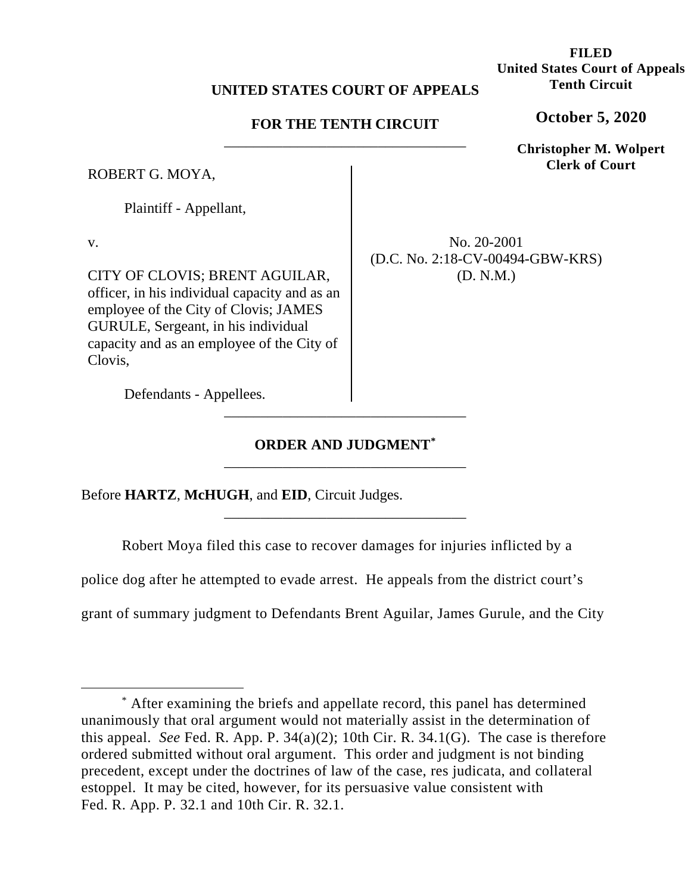**FILED**
**United States Court of Appeals**
**Tenth Circuit**

**October 5, 2020**

**Christopher M. Wolpert**
**Clerk of Court**

**UNITED STATES COURT OF APPEALS**

**FOR THE TENTH CIRCUIT**

---

ROBERT G. MOYA,

Plaintiff - Appellant,

v.

CITY OF CLOVIS; BRENT AGUILAR, officer, in his individual capacity and as an employee of the City of Clovis; JAMES GURULE, Sergeant, in his individual capacity and as an employee of the City of Clovis,

Defendants - Appellees.

No. 20-2001
(D.C. No. 2:18-CV-00494-GBW-KRS)
(D. N.M.)

---

**ORDER AND JUDGMENT[*]**

---

Before **HARTZ**, **McHUGH**, and **EID**, Circuit Judges.

---

Robert Moya filed this case to recover damages for injuries inflicted by a police dog after he attempted to evade arrest. He appeals from the district court's grant of summary judgment to Defendants Brent Aguilar, James Gurule, and the City

---

[*] After examining the briefs and appellate record, this panel has determined unanimously that oral argument would not materially assist in the determination of this appeal. *See* Fed. R. App. P. 34(a)(2); 10th Cir. R. 34.1(G). The case is therefore ordered submitted without oral argument. This order and judgment is not binding precedent, except under the doctrines of law of the case, res judicata, and collateral estoppel. It may be cited, however, for its persuasive value consistent with Fed. R. App. P. 32.1 and 10th Cir. R. 32.1.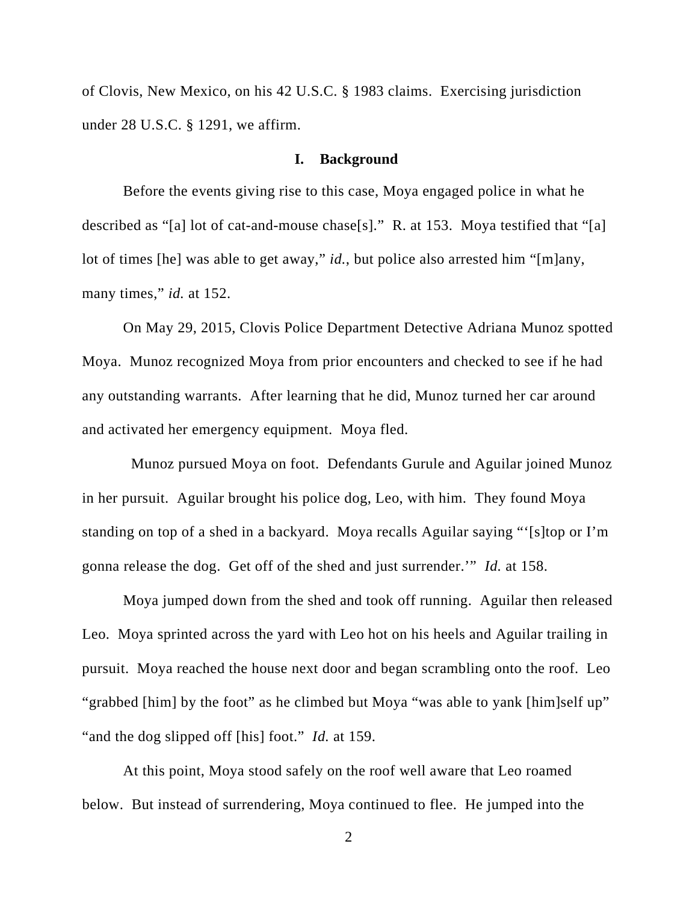of Clovis, New Mexico, on his 42 U.S.C. § 1983 claims. Exercising jurisdiction under 28 U.S.C. § 1291, we affirm.

## I. Background

Before the events giving rise to this case, Moya engaged police in what he described as "[a] lot of cat-and-mouse chase[s]." R. at 153. Moya testified that "[a] lot of times [he] was able to get away," *id.*, but police also arrested him "[m]any, many times," *id.* at 152.

On May 29, 2015, Clovis Police Department Detective Adriana Munoz spotted Moya. Munoz recognized Moya from prior encounters and checked to see if he had any outstanding warrants. After learning that he did, Munoz turned her car around and activated her emergency equipment. Moya fled.

Munoz pursued Moya on foot. Defendants Gurule and Aguilar joined Munoz in her pursuit. Aguilar brought his police dog, Leo, with him. They found Moya standing on top of a shed in a backyard. Moya recalls Aguilar saying "'[s]top or I'm gonna release the dog. Get off of the shed and just surrender.'" *Id.* at 158.

Moya jumped down from the shed and took off running. Aguilar then released Leo. Moya sprinted across the yard with Leo hot on his heels and Aguilar trailing in pursuit. Moya reached the house next door and began scrambling onto the roof. Leo "grabbed [him] by the foot" as he climbed but Moya "was able to yank [him]self up" "and the dog slipped off [his] foot." *Id.* at 159.

At this point, Moya stood safely on the roof well aware that Leo roamed below. But instead of surrendering, Moya continued to flee. He jumped into the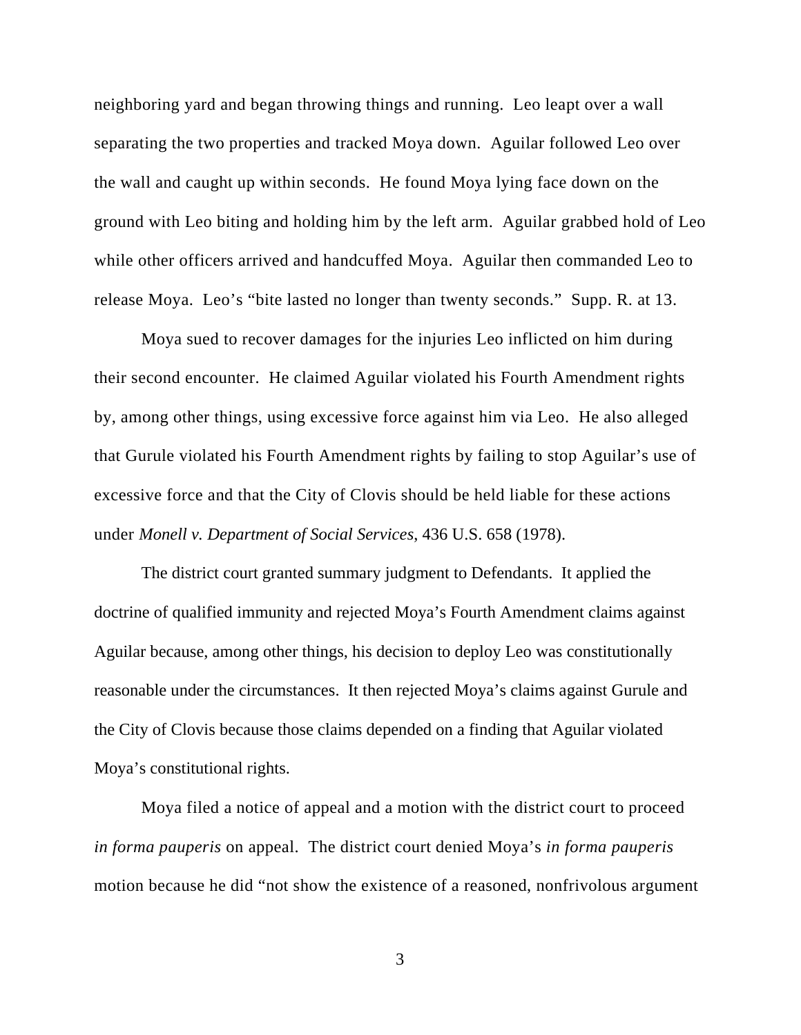neighboring yard and began throwing things and running. Leo leapt over a wall separating the two properties and tracked Moya down. Aguilar followed Leo over the wall and caught up within seconds. He found Moya lying face down on the ground with Leo biting and holding him by the left arm. Aguilar grabbed hold of Leo while other officers arrived and handcuffed Moya. Aguilar then commanded Leo to release Moya. Leo's "bite lasted no longer than twenty seconds." Supp. R. at 13.

Moya sued to recover damages for the injuries Leo inflicted on him during their second encounter. He claimed Aguilar violated his Fourth Amendment rights by, among other things, using excessive force against him via Leo. He also alleged that Gurule violated his Fourth Amendment rights by failing to stop Aguilar's use of excessive force and that the City of Clovis should be held liable for these actions under *Monell v. Department of Social Services*, 436 U.S. 658 (1978).

The district court granted summary judgment to Defendants. It applied the doctrine of qualified immunity and rejected Moya's Fourth Amendment claims against Aguilar because, among other things, his decision to deploy Leo was constitutionally reasonable under the circumstances. It then rejected Moya's claims against Gurule and the City of Clovis because those claims depended on a finding that Aguilar violated Moya's constitutional rights.

Moya filed a notice of appeal and a motion with the district court to proceed *in forma pauperis* on appeal. The district court denied Moya's *in forma pauperis* motion because he did "not show the existence of a reasoned, nonfrivolous argument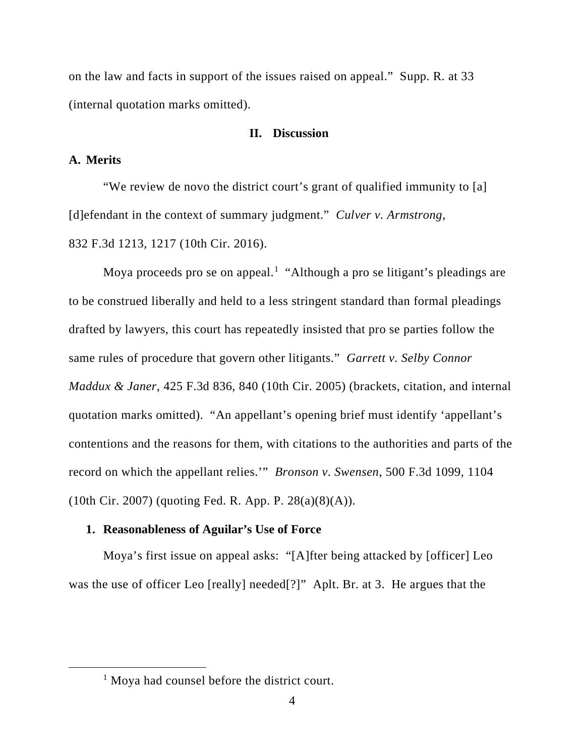on the law and facts in support of the issues raised on appeal." Supp. R. at 33 (internal quotation marks omitted).

## II. Discussion

### A. Merits

"We review de novo the district court's grant of qualified immunity to [a] [d]efendant in the context of summary judgment." *Culver v. Armstrong*, 832 F.3d 1213, 1217 (10th Cir. 2016).

Moya proceeds pro se on appeal.[1] "Although a pro se litigant's pleadings are to be construed liberally and held to a less stringent standard than formal pleadings drafted by lawyers, this court has repeatedly insisted that pro se parties follow the same rules of procedure that govern other litigants." *Garrett v. Selby Connor Maddux & Janer*, 425 F.3d 836, 840 (10th Cir. 2005) (brackets, citation, and internal quotation marks omitted). "An appellant's opening brief must identify 'appellant's contentions and the reasons for them, with citations to the authorities and parts of the record on which the appellant relies.'" *Bronson v. Swensen*, 500 F.3d 1099, 1104 (10th Cir. 2007) (quoting Fed. R. App. P. 28(a)(8)(A)).

#### 1. Reasonableness of Aguilar's Use of Force

Moya's first issue on appeal asks: "[A]fter being attacked by [officer] Leo was the use of officer Leo [really] needed[?]" Aplt. Br. at 3. He argues that the

[1] Moya had counsel before the district court.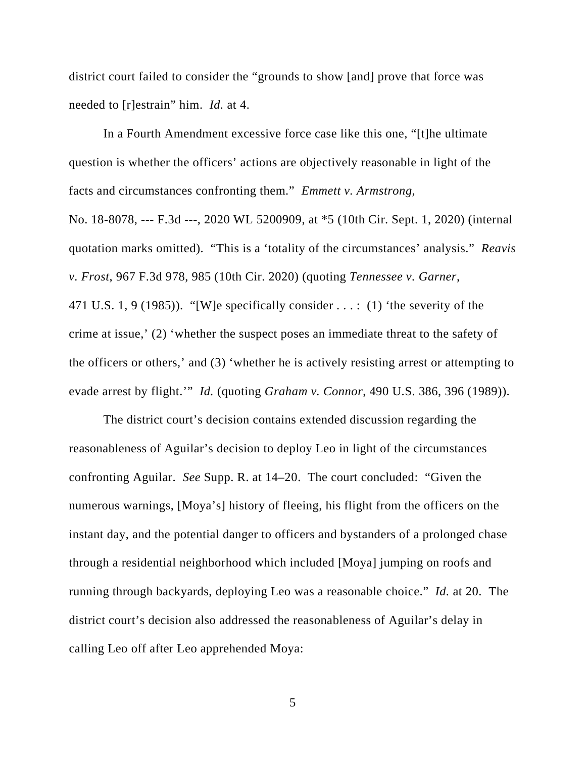district court failed to consider the "grounds to show [and] prove that force was needed to [r]estrain" him. *Id.* at 4.

In a Fourth Amendment excessive force case like this one, "[t]he ultimate question is whether the officers' actions are objectively reasonable in light of the facts and circumstances confronting them." *Emmett v. Armstrong*, No. 18-8078, --- F.3d ---, 2020 WL 5200909, at *5 (10th Cir. Sept. 1, 2020) (internal quotation marks omitted). "This is a 'totality of the circumstances' analysis." *Reavis v. Frost*, 967 F.3d 978, 985 (10th Cir. 2020) (quoting *Tennessee v. Garner*, 471 U.S. 1, 9 (1985)). "[W]e specifically consider . . . : (1) 'the severity of the crime at issue,' (2) 'whether the suspect poses an immediate threat to the safety of the officers or others,' and (3) 'whether he is actively resisting arrest or attempting to evade arrest by flight.'" *Id.* (quoting *Graham v. Connor*, 490 U.S. 386, 396 (1989)).

The district court's decision contains extended discussion regarding the reasonableness of Aguilar's decision to deploy Leo in light of the circumstances confronting Aguilar. *See* Supp. R. at 14–20. The court concluded: "Given the numerous warnings, [Moya's] history of fleeing, his flight from the officers on the instant day, and the potential danger to officers and bystanders of a prolonged chase through a residential neighborhood which included [Moya] jumping on roofs and running through backyards, deploying Leo was a reasonable choice." *Id.* at 20. The district court's decision also addressed the reasonableness of Aguilar's delay in calling Leo off after Leo apprehended Moya: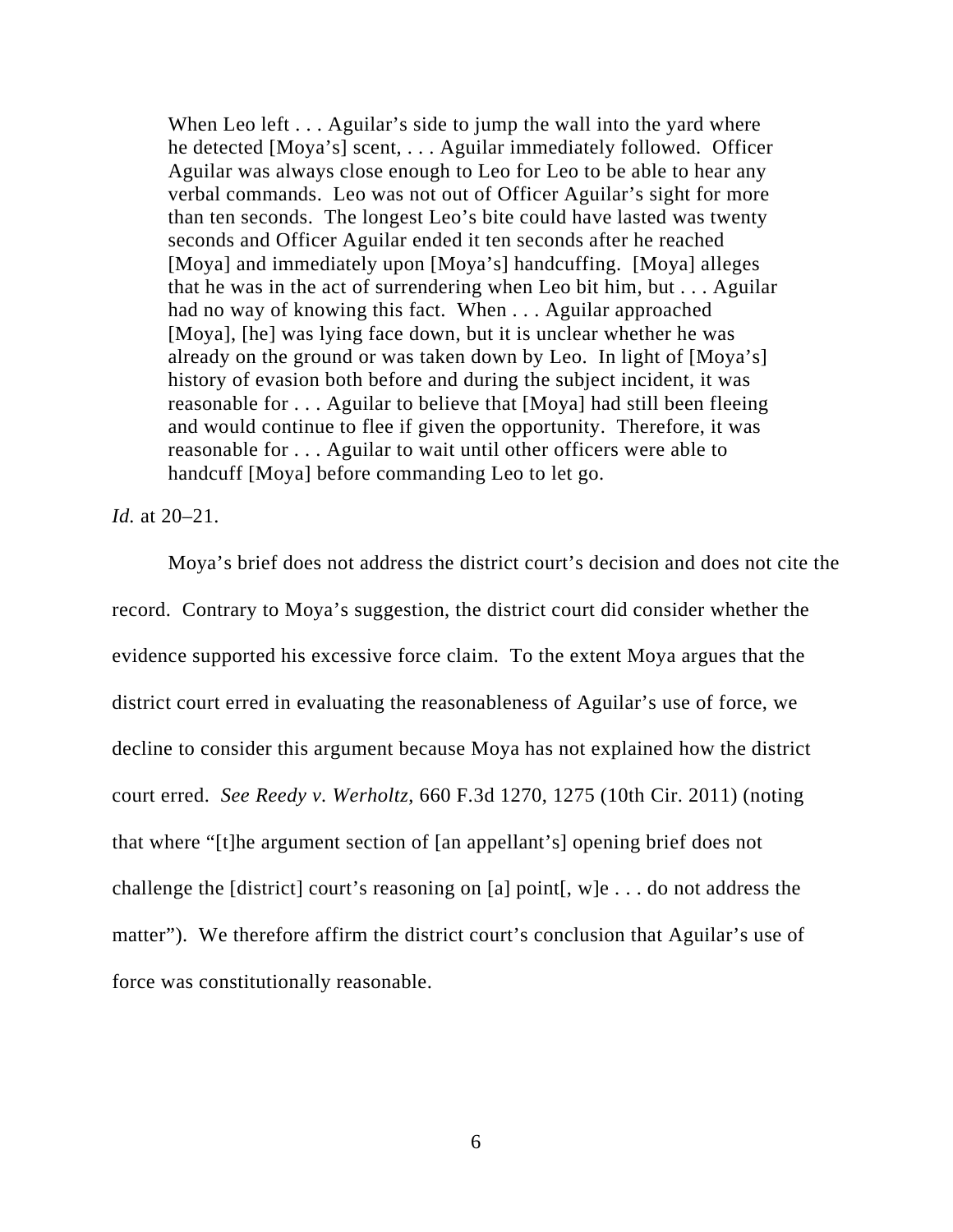> When Leo left . . . Aguilar's side to jump the wall into the yard where he detected [Moya's] scent, . . . Aguilar immediately followed. Officer Aguilar was always close enough to Leo for Leo to be able to hear any verbal commands. Leo was not out of Officer Aguilar's sight for more than ten seconds. The longest Leo's bite could have lasted was twenty seconds and Officer Aguilar ended it ten seconds after he reached [Moya] and immediately upon [Moya's] handcuffing. [Moya] alleges that he was in the act of surrendering when Leo bit him, but . . . Aguilar had no way of knowing this fact. When . . . Aguilar approached [Moya], [he] was lying face down, but it is unclear whether he was already on the ground or was taken down by Leo. In light of [Moya's] history of evasion both before and during the subject incident, it was reasonable for . . . Aguilar to believe that [Moya] had still been fleeing and would continue to flee if given the opportunity. Therefore, it was reasonable for . . . Aguilar to wait until other officers were able to handcuff [Moya] before commanding Leo to let go.

*Id.* at 20–21.

Moya's brief does not address the district court's decision and does not cite the record. Contrary to Moya's suggestion, the district court did consider whether the evidence supported his excessive force claim. To the extent Moya argues that the district court erred in evaluating the reasonableness of Aguilar's use of force, we decline to consider this argument because Moya has not explained how the district court erred. *See Reedy v. Werholtz*, 660 F.3d 1270, 1275 (10th Cir. 2011) (noting that where "[t]he argument section of [an appellant's] opening brief does not challenge the [district] court's reasoning on [a] point[, w]e . . . do not address the matter"). We therefore affirm the district court's conclusion that Aguilar's use of force was constitutionally reasonable.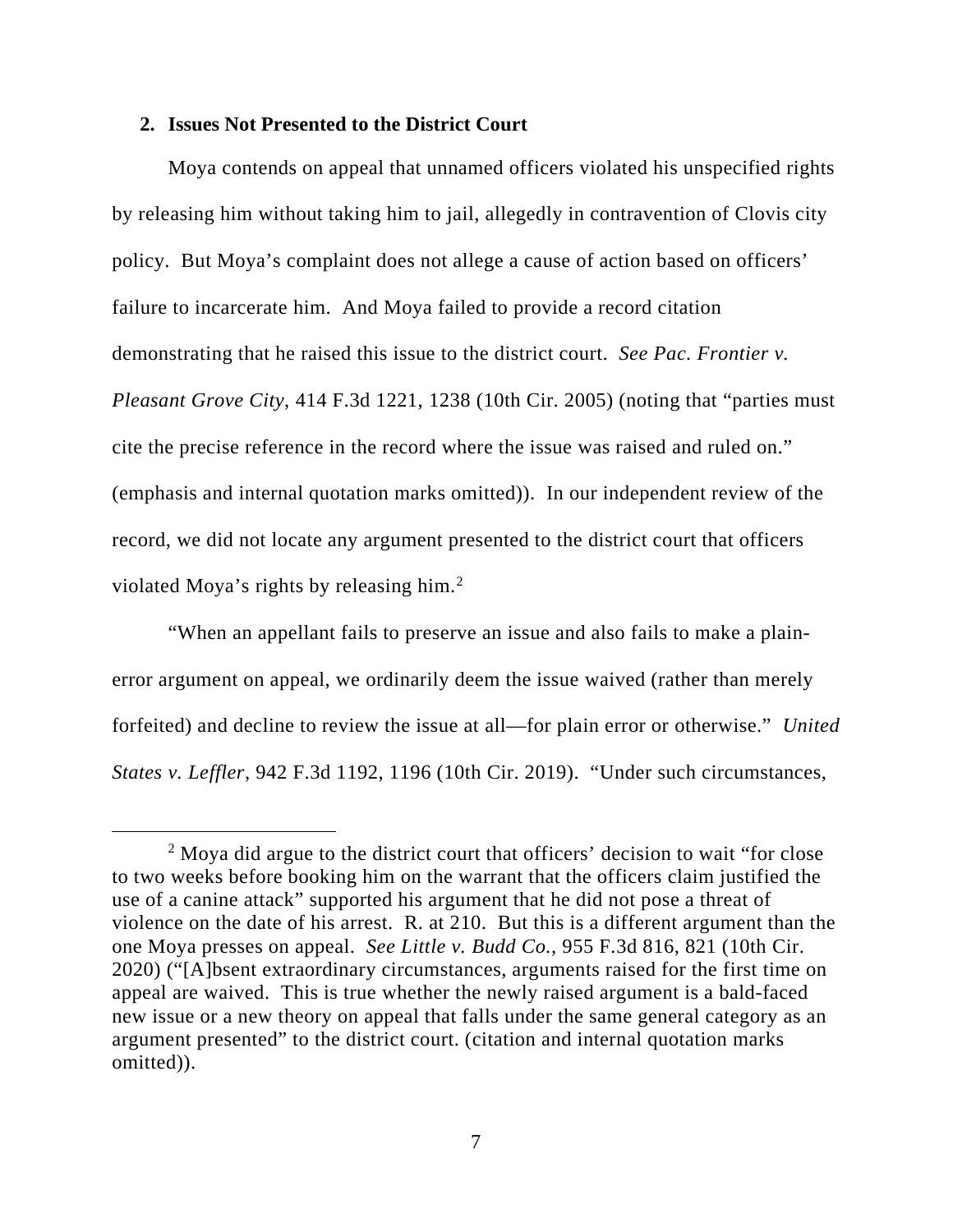### 2. Issues Not Presented to the District Court

Moya contends on appeal that unnamed officers violated his unspecified rights by releasing him without taking him to jail, allegedly in contravention of Clovis city policy. But Moya's complaint does not allege a cause of action based on officers' failure to incarcerate him. And Moya failed to provide a record citation demonstrating that he raised this issue to the district court. *See Pac. Frontier v. Pleasant Grove City*, 414 F.3d 1221, 1238 (10th Cir. 2005) (noting that "parties must cite the precise reference in the record where the issue was raised and ruled on." (emphasis and internal quotation marks omitted)). In our independent review of the record, we did not locate any argument presented to the district court that officers violated Moya's rights by releasing him.[2]

"When an appellant fails to preserve an issue and also fails to make a plain-error argument on appeal, we ordinarily deem the issue waived (rather than merely forfeited) and decline to review the issue at all—for plain error or otherwise." *United States v. Leffler*, 942 F.3d 1192, 1196 (10th Cir. 2019). "Under such circumstances,

---

[2] Moya did argue to the district court that officers' decision to wait "for close to two weeks before booking him on the warrant that the officers claim justified the use of a canine attack" supported his argument that he did not pose a threat of violence on the date of his arrest. R. at 210. But this is a different argument than the one Moya presses on appeal. *See Little v. Budd Co.*, 955 F.3d 816, 821 (10th Cir. 2020) ("[A]bsent extraordinary circumstances, arguments raised for the first time on appeal are waived. This is true whether the newly raised argument is a bald-faced new issue or a new theory on appeal that falls under the same general category as an argument presented" to the district court. (citation and internal quotation marks omitted)).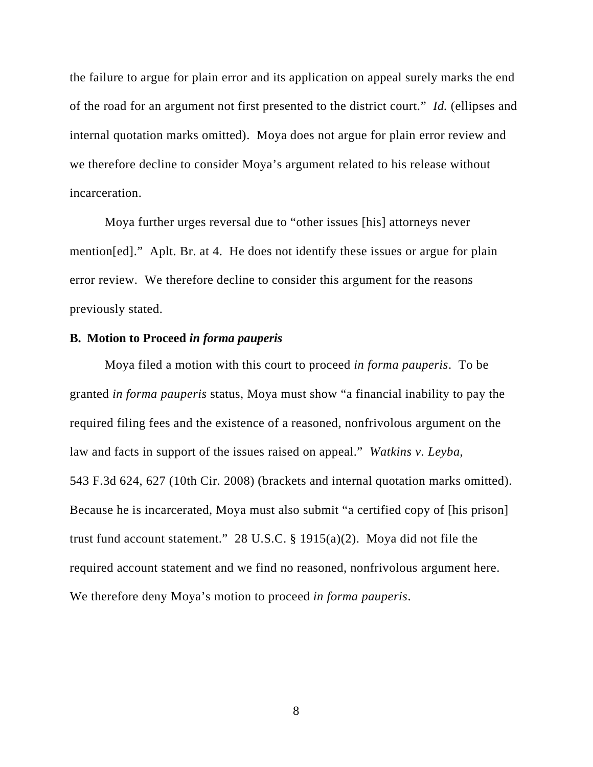the failure to argue for plain error and its application on appeal surely marks the end of the road for an argument not first presented to the district court." *Id.* (ellipses and internal quotation marks omitted). Moya does not argue for plain error review and we therefore decline to consider Moya's argument related to his release without incarceration.

Moya further urges reversal due to "other issues [his] attorneys never mention[ed]." Aplt. Br. at 4. He does not identify these issues or argue for plain error review. We therefore decline to consider this argument for the reasons previously stated.

**B. Motion to Proceed *in forma pauperis***

Moya filed a motion with this court to proceed *in forma pauperis*. To be granted *in forma pauperis* status, Moya must show "a financial inability to pay the required filing fees and the existence of a reasoned, nonfrivolous argument on the law and facts in support of the issues raised on appeal." *Watkins v. Leyba*, 543 F.3d 624, 627 (10th Cir. 2008) (brackets and internal quotation marks omitted). Because he is incarcerated, Moya must also submit "a certified copy of [his prison] trust fund account statement." 28 U.S.C. § 1915(a)(2). Moya did not file the required account statement and we find no reasoned, nonfrivolous argument here. We therefore deny Moya's motion to proceed *in forma pauperis*.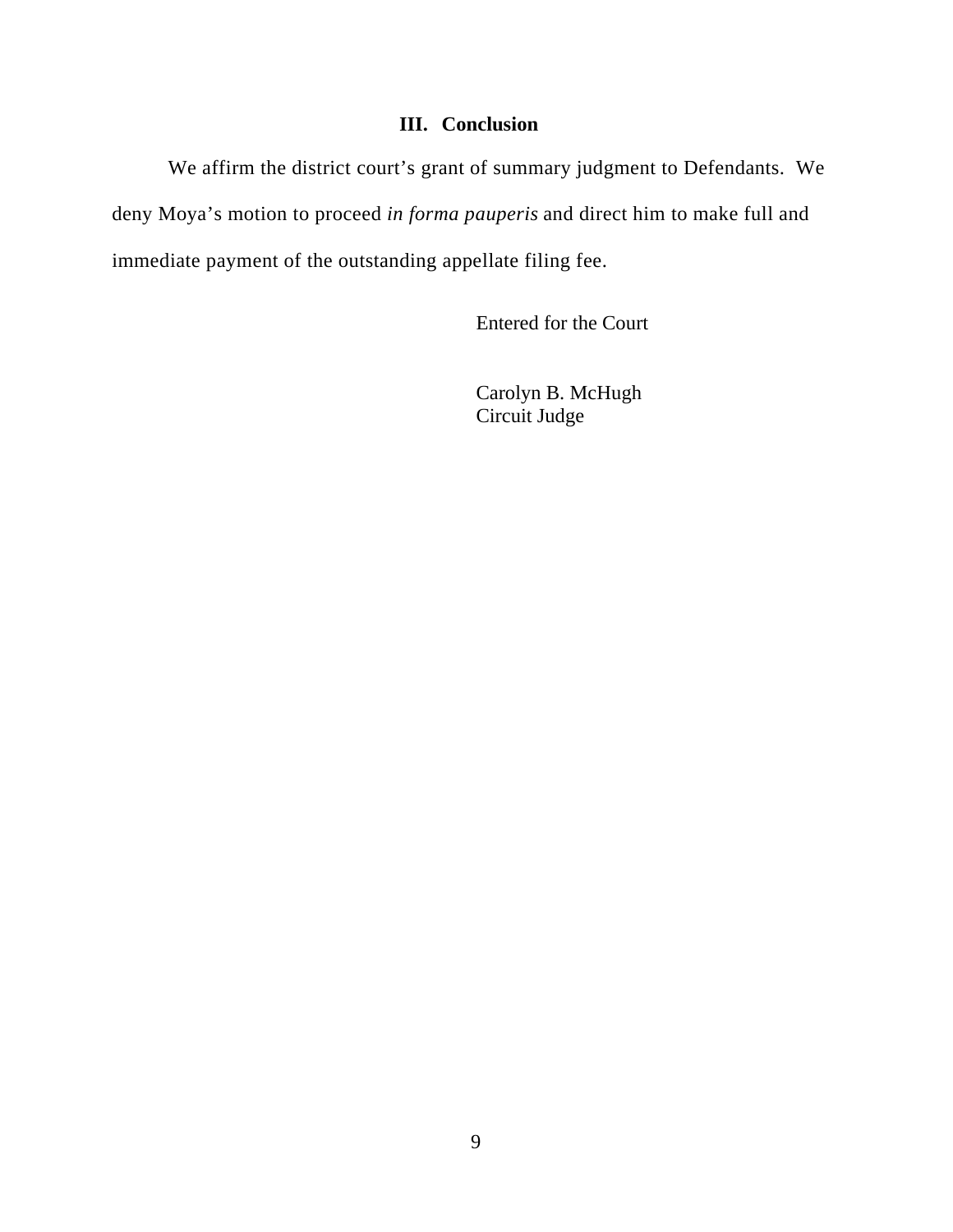## III. Conclusion

We affirm the district court's grant of summary judgment to Defendants. We deny Moya's motion to proceed *in forma pauperis* and direct him to make full and immediate payment of the outstanding appellate filing fee.

Entered for the Court

Carolyn B. McHugh
Circuit Judge